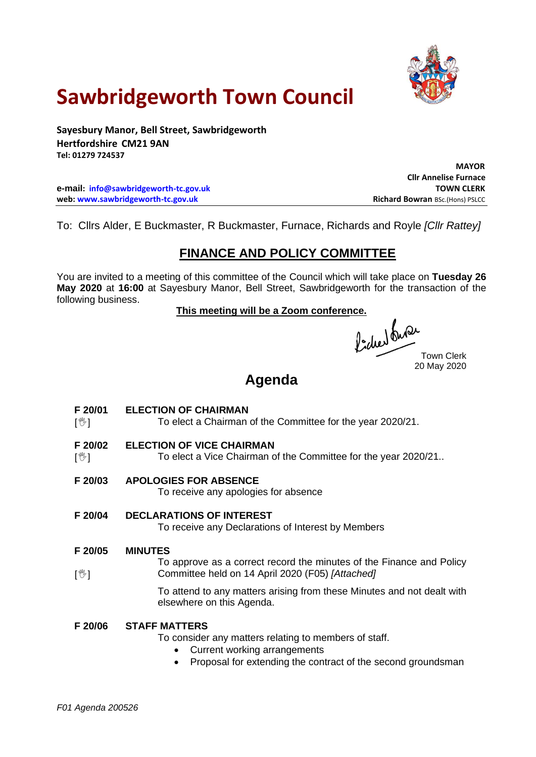# Sawbridgeworth Town Council

**Sayesbury Manor, Bell Street, Sawbridgeworth**
**Hertfordshire CM21 9AN**
**Tel: 01279 724537**

**MAYOR**
**Cllr Annelise Furnace**

**e-mail: info@sawbridgeworth-tc.gov.uk**
**web: www.sawbridgeworth-tc.gov.uk**

**TOWN CLERK**
**Richard Bowran** BSc.(Hons) PSLCC

To: Cllrs Alder, E Buckmaster, R Buckmaster, Furnace, Richards and Royle *[Cllr Rattey]*

## FINANCE AND POLICY COMMITTEE

You are invited to a meeting of this committee of the Council which will take place on **Tuesday 26 May 2020** at **16:00** at Sayesbury Manor, Bell Street, Sawbridgeworth for the transaction of the following business.

**This meeting will be a Zoom conference.**

Town Clerk
20 May 2020

## Agenda

**F 20/01 ELECTION OF CHAIRMAN**
[✋] To elect a Chairman of the Committee for the year 2020/21.

**F 20/02 ELECTION OF VICE CHAIRMAN**
[✋] To elect a Vice Chairman of the Committee for the year 2020/21..

**F 20/03 APOLOGIES FOR ABSENCE**
To receive any apologies for absence

**F 20/04 DECLARATIONS OF INTEREST**
To receive any Declarations of Interest by Members

**F 20/05 MINUTES**
[✋] To approve as a correct record the minutes of the Finance and Policy Committee held on 14 April 2020 (F05) *[Attached]*

To attend to any matters arising from these Minutes and not dealt with elsewhere on this Agenda.

**F 20/06 STAFF MATTERS**
To consider any matters relating to members of staff.

- Current working arrangements
- Proposal for extending the contract of the second groundsman

*F01 Agenda 200526*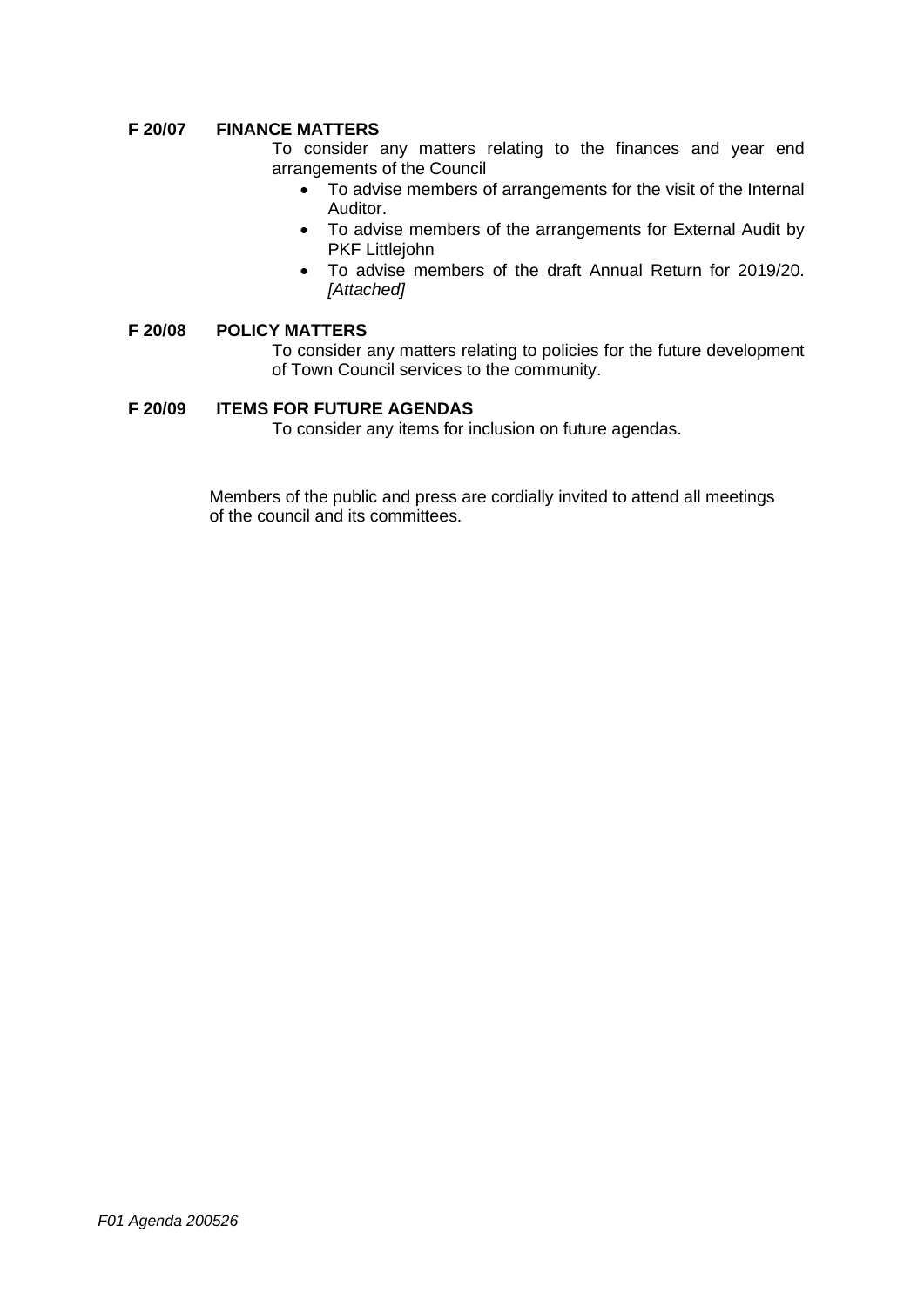**F 20/07 FINANCE MATTERS**

To consider any matters relating to the finances and year end arrangements of the Council

- To advise members of arrangements for the visit of the Internal Auditor.
- To advise members of the arrangements for External Audit by PKF Littlejohn
- To advise members of the draft Annual Return for 2019/20. *[Attached]*

**F 20/08 POLICY MATTERS**

To consider any matters relating to policies for the future development of Town Council services to the community.

**F 20/09 ITEMS FOR FUTURE AGENDAS**

To consider any items for inclusion on future agendas.

Members of the public and press are cordially invited to attend all meetings of the council and its committees.

*F01 Agenda 200526*